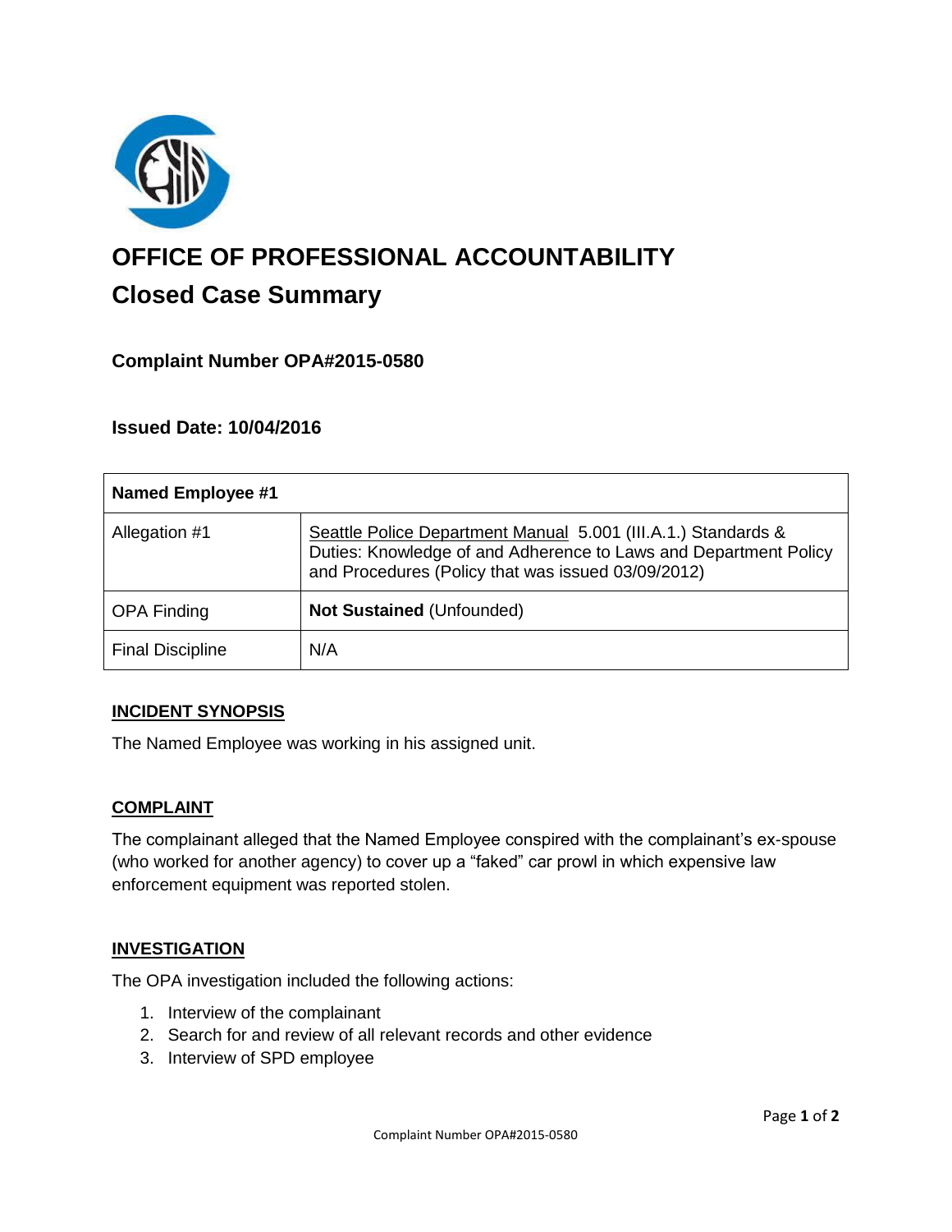# OFFICE OF PROFESSIONAL ACCOUNTABILITY

## Closed Case Summary

### Complaint Number OPA#2015-0580

### Issued Date: 10/04/2016

| Named Employee #1 | |
|---|---|
| Allegation #1 | Seattle Police Department Manual 5.001 (III.A.1.) Standards & Duties: Knowledge of and Adherence to Laws and Department Policy and Procedures (Policy that was issued 03/09/2012) |
| OPA Finding | **Not Sustained** (Unfounded) |
| Final Discipline | N/A |

**INCIDENT SYNOPSIS**

The Named Employee was working in his assigned unit.

**COMPLAINT**

The complainant alleged that the Named Employee conspired with the complainant's ex-spouse (who worked for another agency) to cover up a "faked" car prowl in which expensive law enforcement equipment was reported stolen.

**INVESTIGATION**

The OPA investigation included the following actions:

1. Interview of the complainant
2. Search for and review of all relevant records and other evidence
3. Interview of SPD employee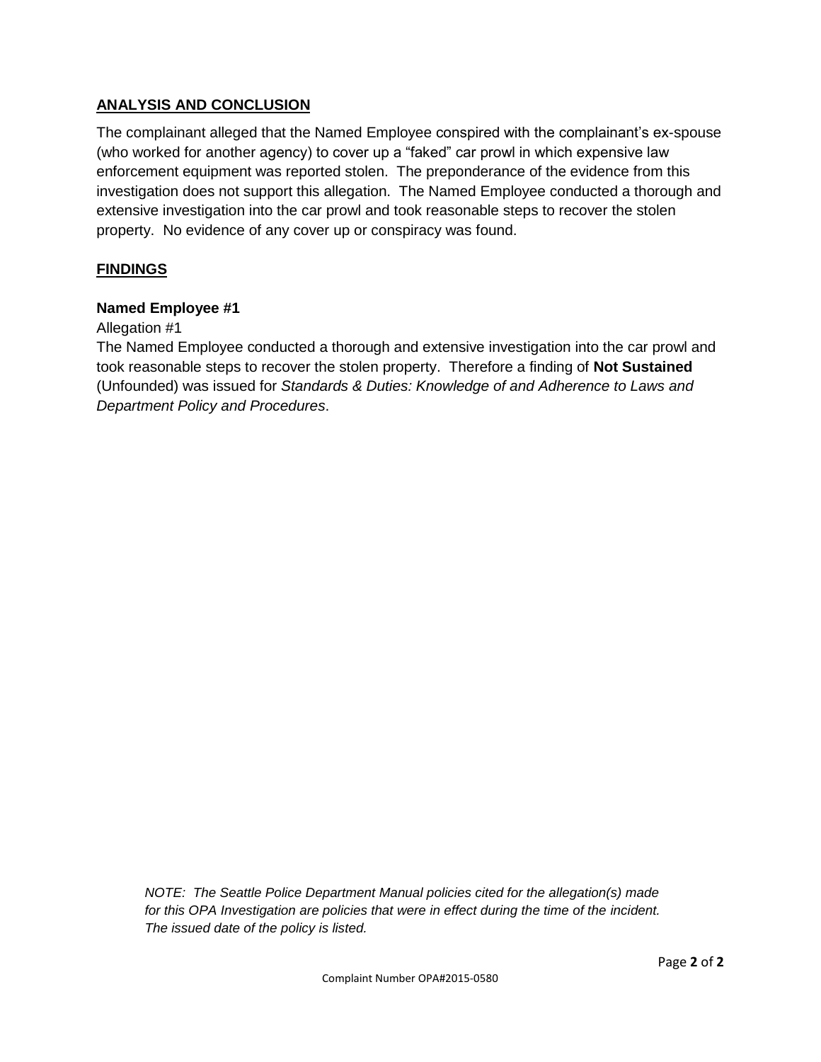## ANALYSIS AND CONCLUSION

The complainant alleged that the Named Employee conspired with the complainant's ex-spouse (who worked for another agency) to cover up a "faked" car prowl in which expensive law enforcement equipment was reported stolen. The preponderance of the evidence from this investigation does not support this allegation. The Named Employee conducted a thorough and extensive investigation into the car prowl and took reasonable steps to recover the stolen property. No evidence of any cover up or conspiracy was found.

## FINDINGS

**Named Employee #1**

Allegation #1

The Named Employee conducted a thorough and extensive investigation into the car prowl and took reasonable steps to recover the stolen property. Therefore a finding of **Not Sustained** (Unfounded) was issued for *Standards & Duties: Knowledge of and Adherence to Laws and Department Policy and Procedures*.

*NOTE: The Seattle Police Department Manual policies cited for the allegation(s) made for this OPA Investigation are policies that were in effect during the time of the incident. The issued date of the policy is listed.*

Complaint Number OPA#2015-0580